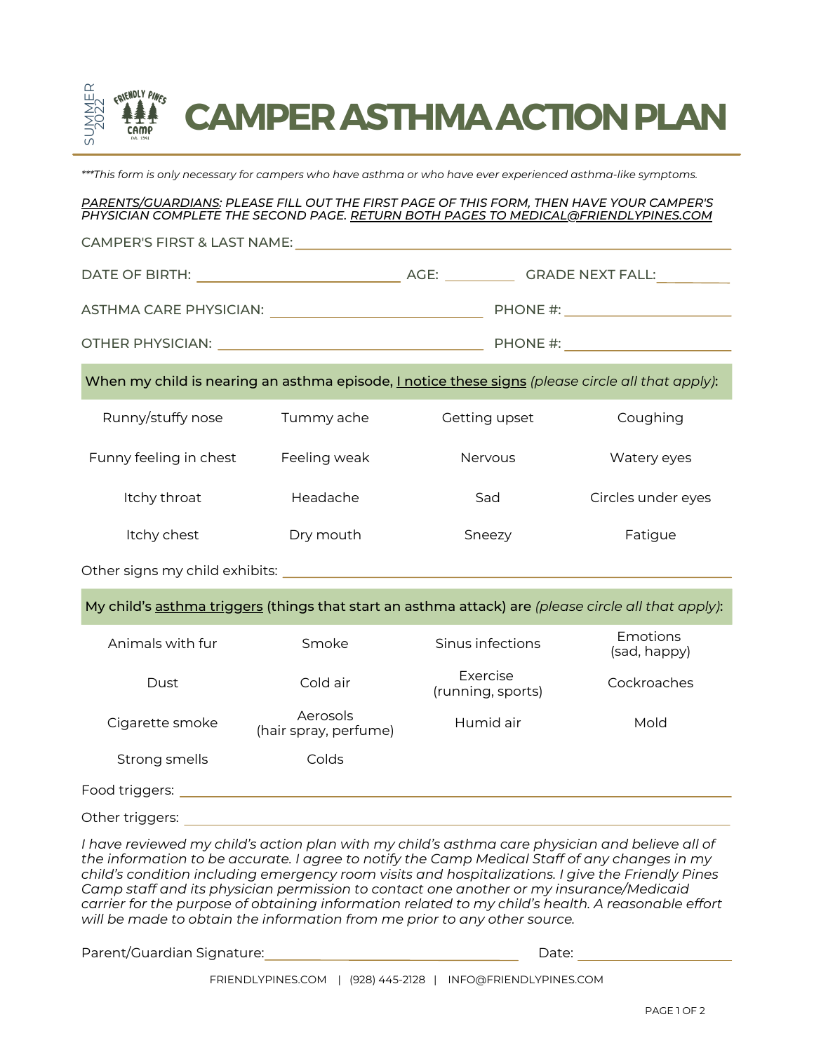SUMMER 2022

FRIENDLY PINES CAMP EST. 1941

# CAMPER ASTHMA ACTION PLAN

*\*\*\*This form is only necessary for campers who have asthma or who have ever experienced asthma-like symptoms.*

*<u>PARENTS/GUARDIANS:</u> PLEASE FILL OUT THE FIRST PAGE OF THIS FORM, THEN HAVE YOUR CAMPER'S PHYSICIAN COMPLETE THE SECOND PAGE. <u>RETURN BOTH PAGES TO MEDICAL@FRIENDLYPINES.COM</u>*

CAMPER'S FIRST & LAST NAME: ______________________________

DATE OF BIRTH: ____________________ AGE: ________ GRADE NEXT FALL: ________

ASTHMA CARE PHYSICIAN: ____________________ PHONE #: ________________

OTHER PHYSICIAN: ____________________ PHONE #: ________________

**When my child is nearing an asthma episode, <u>I notice these signs</u> *(please circle all that apply)*:**

| | | | |
|---|---|---|---|
| Runny/stuffy nose | Tummy ache | Getting upset | Coughing |
| Funny feeling in chest | Feeling weak | Nervous | Watery eyes |
| Itchy throat | Headache | Sad | Circles under eyes |
| Itchy chest | Dry mouth | Sneezy | Fatigue |

Other signs my child exhibits: ______________________________

**My child's <u>asthma triggers</u> (things that start an asthma attack) are *(please circle all that apply)*:**

| | | | |
|---|---|---|---|
| Animals with fur | Smoke | Sinus infections | Emotions (sad, happy) |
| Dust | Cold air | Exercise (running, sports) | Cockroaches |
| Cigarette smoke | Aerosols (hair spray, perfume) | Humid air | Mold |
| Strong smells | Colds | | |

Food triggers: ______________________________

Other triggers: ______________________________

*I have reviewed my child's action plan with my child's asthma care physician and believe all of the information to be accurate. I agree to notify the Camp Medical Staff of any changes in my child's condition including emergency room visits and hospitalizations. I give the Friendly Pines Camp staff and its physician permission to contact one another or my insurance/Medicaid carrier for the purpose of obtaining information related to my child's health. A reasonable effort will be made to obtain the information from me prior to any other source.*

Parent/Guardian Signature: ____________________ Date: ____________

FRIENDLYPINES.COM | (928) 445-2128 | INFO@FRIENDLYPINES.COM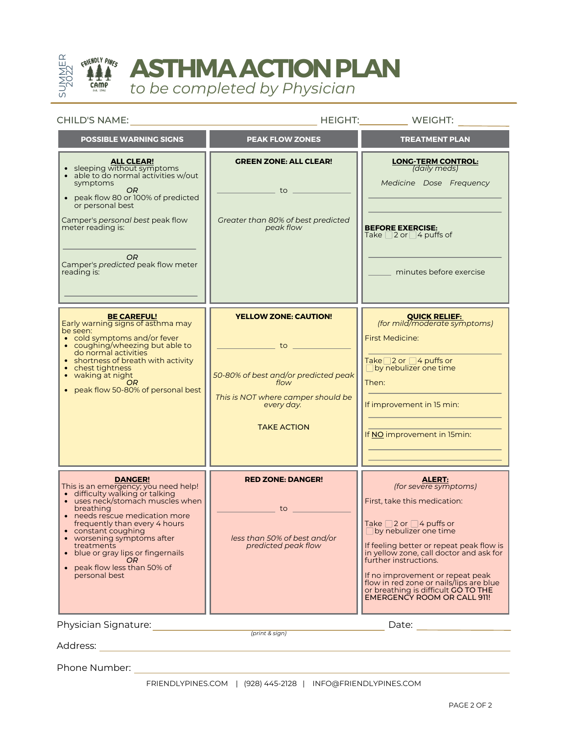SUMMER 2022

FRIENDLY PINES CAMP Est. 1941

# ASTHMA ACTION PLAN

*to be completed by Physician*

CHILD'S NAME: ______________________ HEIGHT: __________ WEIGHT: __________

| POSSIBLE WARNING SIGNS | PEAK FLOW ZONES | TREATMENT PLAN |
|---|---|---|
| **ALL CLEAR!**<br>• sleeping without symptoms<br>• able to do normal activities w/out symptoms<br>*OR*<br>• peak flow 80 or 100% of predicted or personal best<br><br>Camper's *personal best* peak flow meter reading is:<br>______________________<br>*OR*<br>Camper's *predicted* peak flow meter reading is:<br>______________________ | **GREEN ZONE: ALL CLEAR!**<br><br>__________ to __________<br><br>*Greater than 80% of best predicted peak flow* | **LONG-TERM CONTROL:**<br>*(daily meds)*<br>*Medicine Dose Frequency*<br>______________________<br>______________________<br><br>**BEFORE EXERCISE:**<br>Take ☐ 2 or ☐ 4 puffs of<br>______________________<br>______ minutes before exercise |
| **BE CAREFUL!**<br>Early warning signs of asthma may be seen:<br>• cold symptoms and/or fever<br>• coughing/wheezing but able to do normal activities<br>• shortness of breath with activity<br>• chest tightness<br>• waking at night<br>*OR*<br>• peak flow 50-80% of personal best | **YELLOW ZONE: CAUTION!**<br><br>__________ to __________<br><br>*50-80% of best and/or predicted peak flow*<br><br>*This is NOT where camper should be every day.*<br><br>TAKE ACTION | **QUICK RELIEF:**<br>*(for mild/moderate symptoms)*<br>First Medicine:<br>______________________<br>Take ☐ 2 or ☐ 4 puffs or ☐ by nebulizer one time<br>Then:<br>______________________<br>If improvement in 15 min:<br>______________________<br>______________________<br>If <u>NO</u> improvement in 15min:<br>______________________<br>______________________ |
| **DANGER!**<br>This is an emergency; you need help!<br>• difficulty walking or talking<br>• uses neck/stomach muscles when breathing<br>• needs rescue medication more frequently than every 4 hours<br>• constant coughing<br>• worsening symptoms after treatments<br>• blue or gray lips or fingernails<br>*OR*<br>• peak flow less than 50% of personal best | **RED ZONE: DANGER!**<br><br>__________ to __________<br><br>*less than 50% of best and/or predicted peak flow* | **ALERT:**<br>*(for severe symptoms)*<br>First, take this medication:<br><br>Take ☐ 2 or ☐ 4 puffs or ☐ by nebulizer one time<br><br>If feeling better or repeat peak flow is in yellow zone, call doctor and ask for further instructions.<br><br>If no improvement or repeat peak flow in red zone or nails/lips are blue or breathing is difficult **GO TO THE EMERGENCY ROOM OR CALL 911!** |

Physician Signature: ______________________ *(print & sign)* Date: __________

Address: ______________________

Phone Number: ______________________

FRIENDLYPINES.COM | (928) 445-2128 | INFO@FRIENDLYPINES.COM